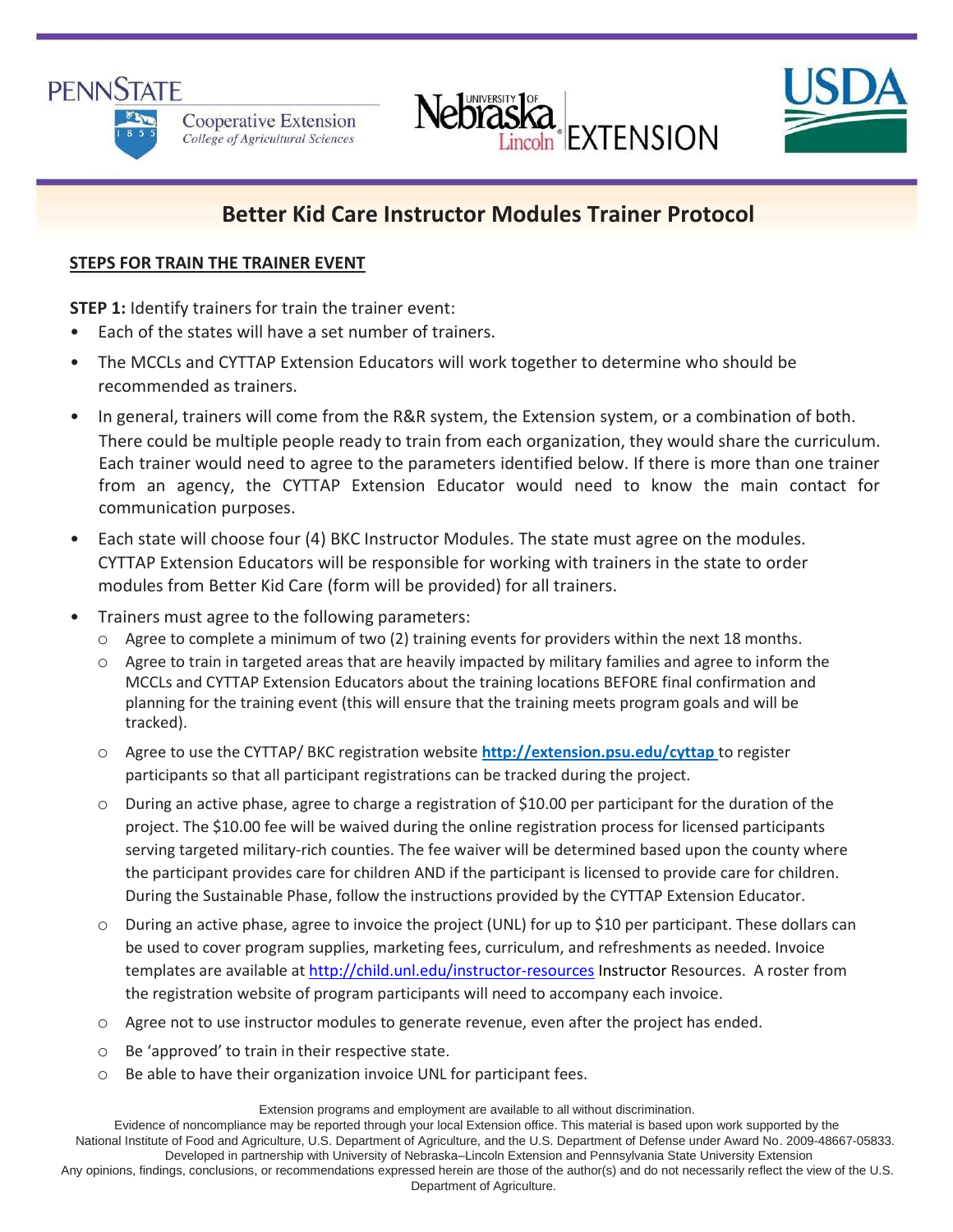# Better Kid Care Instructor Modules Trainer Protocol

**STEPS FOR TRAIN THE TRAINER EVENT**

**STEP 1:** Identify trainers for train the trainer event:

- Each of the states will have a set number of trainers.
- The MCCLs and CYTTAP Extension Educators will work together to determine who should be recommended as trainers.
- In general, trainers will come from the R&R system, the Extension system, or a combination of both. There could be multiple people ready to train from each organization, they would share the curriculum. Each trainer would need to agree to the parameters identified below. If there is more than one trainer from an agency, the CYTTAP Extension Educator would need to know the main contact for communication purposes.
- Each state will choose four (4) BKC Instructor Modules. The state must agree on the modules. CYTTAP Extension Educators will be responsible for working with trainers in the state to order modules from Better Kid Care (form will be provided) for all trainers.
- Trainers must agree to the following parameters:
  - Agree to complete a minimum of two (2) training events for providers within the next 18 months.
  - Agree to train in targeted areas that are heavily impacted by military families and agree to inform the MCCLs and CYTTAP Extension Educators about the training locations BEFORE final confirmation and planning for the training event (this will ensure that the training meets program goals and will be tracked).
  - Agree to use the CYTTAP/ BKC registration website **http://extension.psu.edu/cyttap** to register participants so that all participant registrations can be tracked during the project.
  - During an active phase, agree to charge a registration of $10.00 per participant for the duration of the project. The $10.00 fee will be waived during the online registration process for licensed participants serving targeted military-rich counties. The fee waiver will be determined based upon the county where the participant provides care for children AND if the participant is licensed to provide care for children. During the Sustainable Phase, follow the instructions provided by the CYTTAP Extension Educator.
  - During an active phase, agree to invoice the project (UNL) for up to $10 per participant. These dollars can be used to cover program supplies, marketing fees, curriculum, and refreshments as needed. Invoice templates are available at http://child.unl.edu/instructor-resources Instructor Resources. A roster from the registration website of program participants will need to accompany each invoice.
  - Agree not to use instructor modules to generate revenue, even after the project has ended.
  - Be 'approved' to train in their respective state.
  - Be able to have their organization invoice UNL for participant fees.

Extension programs and employment are available to all without discrimination.
Evidence of noncompliance may be reported through your local Extension office. This material is based upon work supported by the National Institute of Food and Agriculture, U.S. Department of Agriculture, and the U.S. Department of Defense under Award No. 2009-48667-05833. Developed in partnership with University of Nebraska–Lincoln Extension and Pennsylvania State University Extension
Any opinions, findings, conclusions, or recommendations expressed herein are those of the author(s) and do not necessarily reflect the view of the U.S. Department of Agriculture.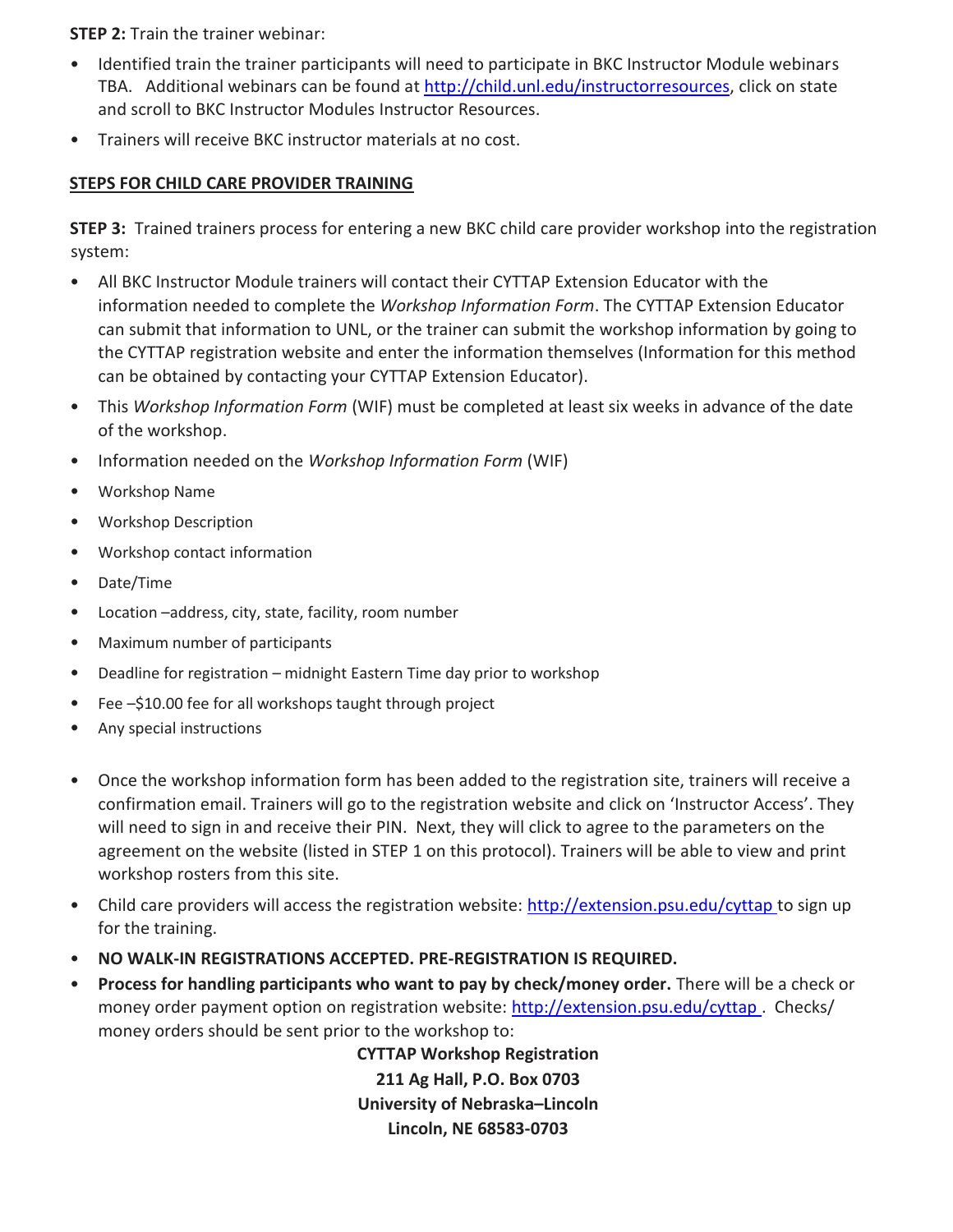**STEP 2:** Train the trainer webinar:

- Identified train the trainer participants will need to participate in BKC Instructor Module webinars TBA. Additional webinars can be found at http://child.unl.edu/instructorresources, click on state and scroll to BKC Instructor Modules Instructor Resources.
- Trainers will receive BKC instructor materials at no cost.

**<u>STEPS FOR CHILD CARE PROVIDER TRAINING</u>**

**STEP 3:** Trained trainers process for entering a new BKC child care provider workshop into the registration system:

- All BKC Instructor Module trainers will contact their CYTTAP Extension Educator with the information needed to complete the *Workshop Information Form*. The CYTTAP Extension Educator can submit that information to UNL, or the trainer can submit the workshop information by going to the CYTTAP registration website and enter the information themselves (Information for this method can be obtained by contacting your CYTTAP Extension Educator).
- This *Workshop Information Form* (WIF) must be completed at least six weeks in advance of the date of the workshop.
- Information needed on the *Workshop Information Form* (WIF)
- Workshop Name
- Workshop Description
- Workshop contact information
- Date/Time
- Location –address, city, state, facility, room number
- Maximum number of participants
- Deadline for registration – midnight Eastern Time day prior to workshop
- Fee –$10.00 fee for all workshops taught through project
- Any special instructions

- Once the workshop information form has been added to the registration site, trainers will receive a confirmation email. Trainers will go to the registration website and click on 'Instructor Access'. They will need to sign in and receive their PIN. Next, they will click to agree to the parameters on the agreement on the website (listed in STEP 1 on this protocol). Trainers will be able to view and print workshop rosters from this site.
- Child care providers will access the registration website: http://extension.psu.edu/cyttap to sign up for the training.
- **NO WALK-IN REGISTRATIONS ACCEPTED. PRE-REGISTRATION IS REQUIRED.**
- **Process for handling participants who want to pay by check/money order.** There will be a check or money order payment option on registration website: http://extension.psu.edu/cyttap . Checks/ money orders should be sent prior to the workshop to:

**CYTTAP Workshop Registration**
**211 Ag Hall, P.O. Box 0703**
**University of Nebraska–Lincoln**
**Lincoln, NE 68583-0703**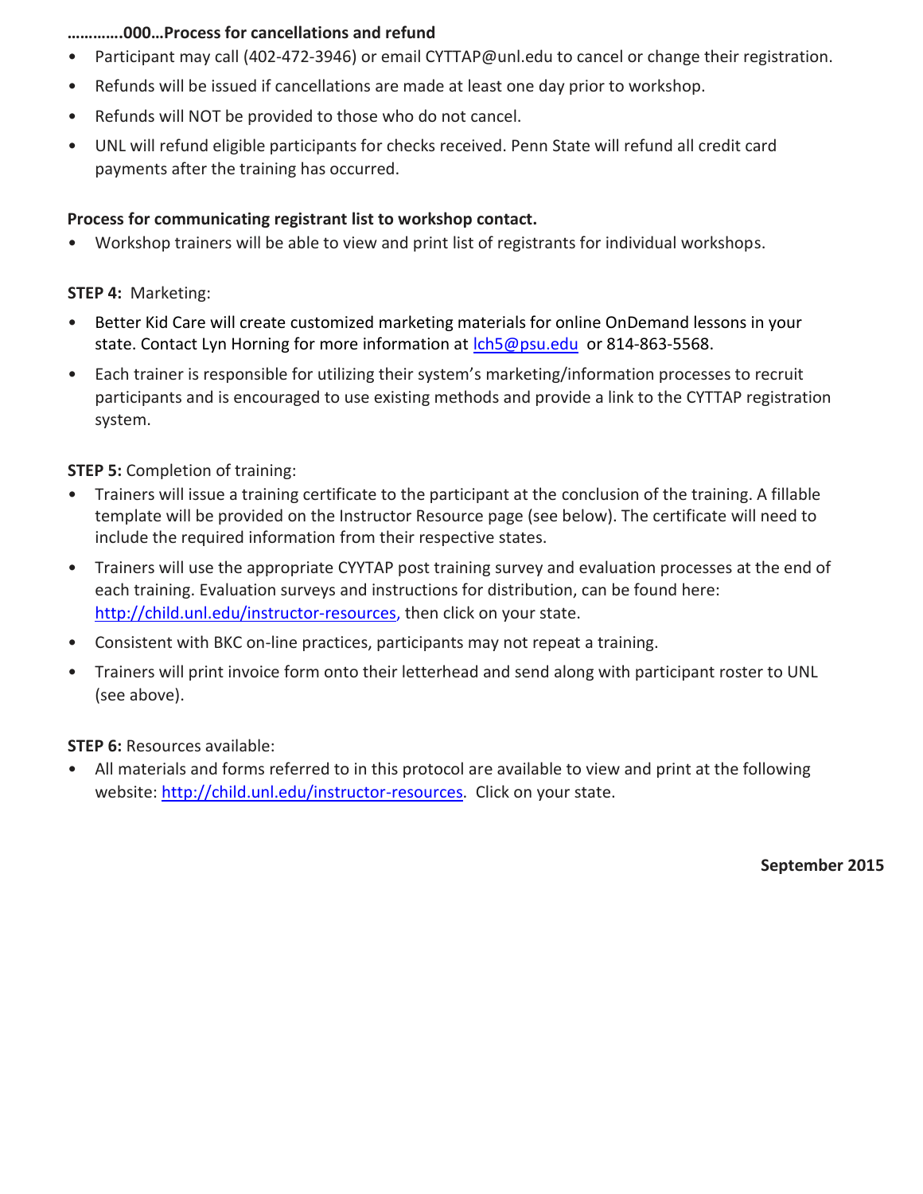**………….000…Process for cancellations and refund**

- Participant may call (402-472-3946) or email CYTTAP@unl.edu to cancel or change their registration.
- Refunds will be issued if cancellations are made at least one day prior to workshop.
- Refunds will NOT be provided to those who do not cancel.
- UNL will refund eligible participants for checks received. Penn State will refund all credit card payments after the training has occurred.

**Process for communicating registrant list to workshop contact.**

- Workshop trainers will be able to view and print list of registrants for individual workshops.

**STEP 4:** Marketing:

- Better Kid Care will create customized marketing materials for online OnDemand lessons in your state. Contact Lyn Horning for more information at lch5@psu.edu or 814-863-5568.
- Each trainer is responsible for utilizing their system's marketing/information processes to recruit participants and is encouraged to use existing methods and provide a link to the CYTTAP registration system.

**STEP 5:** Completion of training:

- Trainers will issue a training certificate to the participant at the conclusion of the training. A fillable template will be provided on the Instructor Resource page (see below). The certificate will need to include the required information from their respective states.
- Trainers will use the appropriate CYYTAP post training survey and evaluation processes at the end of each training. Evaluation surveys and instructions for distribution, can be found here: http://child.unl.edu/instructor-resources, then click on your state.
- Consistent with BKC on-line practices, participants may not repeat a training.
- Trainers will print invoice form onto their letterhead and send along with participant roster to UNL (see above).

**STEP 6:** Resources available:

- All materials and forms referred to in this protocol are available to view and print at the following website: http://child.unl.edu/instructor-resources. Click on your state.

**September 2015**